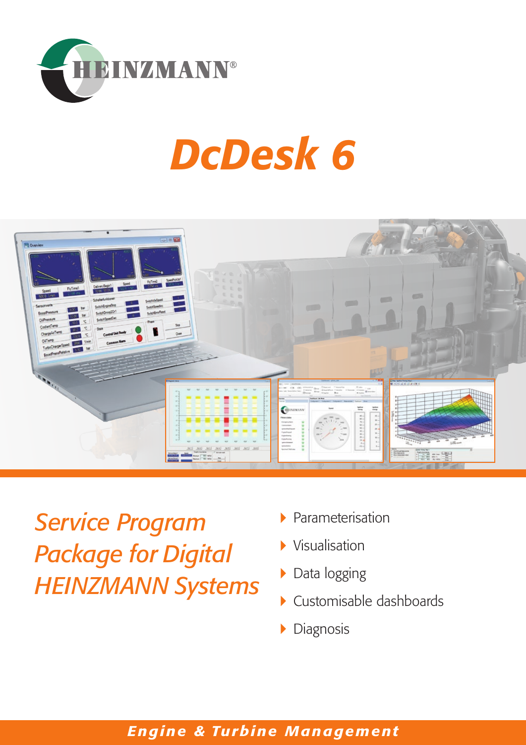HEINZMANN®

# DcDesk 6

## *Service Program Package for Digital HEINZMANN Systems*

- Parameterisation
- Visualisation
- Data logging
- Customisable dashboards
- Diagnosis

***Engine & Turbine Management***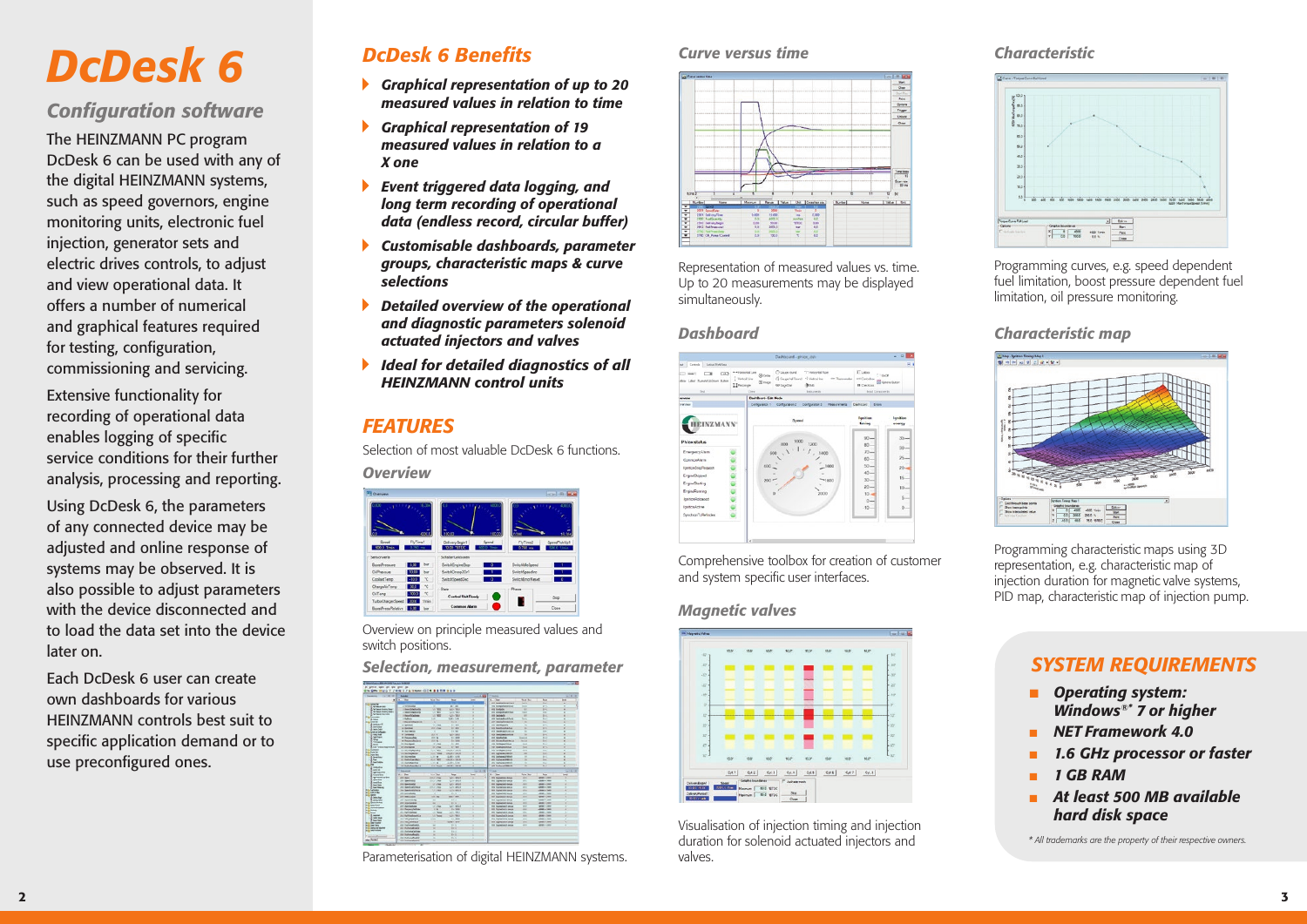# DcDesk 6

## Configuration software

The HEINZMANN PC program DcDesk 6 can be used with any of the digital HEINZMANN systems, such as speed governors, engine monitoring units, electronic fuel injection, generator sets and electric drives controls, to adjust and view operational data. It offers a number of numerical and graphical features required for testing, configuration, commissioning and servicing.

Extensive functionality for recording of operational data enables logging of specific service conditions for their further analysis, processing and reporting.

Using DcDesk 6, the parameters of any connected device may be adjusted and online response of systems may be observed. It is also possible to adjust parameters with the device disconnected and to load the data set into the device later on.

Each DcDesk 6 user can create own dashboards for various HEINZMANN controls best suit to specific application demand or to use preconfigured ones.

## DcDesk 6 Benefits

- ***Graphical representation of up to 20 measured values in relation to time***
- ***Graphical representation of 19 measured values in relation to a X one***
- ***Event triggered data logging, and long term recording of operational data (endless record, circular buffer)***
- ***Customisable dashboards, parameter groups, characteristic maps & curve selections***
- ***Detailed overview of the operational and diagnostic parameters solenoid actuated injectors and valves***
- ***Ideal for detailed diagnostics of all HEINZMANN control units***

## FEATURES

Selection of most valuable DcDesk 6 functions.

### *Overview*

Overview on principle measured values and switch positions.

### *Selection, measurement, parameter*

Parameterisation of digital HEINZMANN systems.

### *Curve versus time*

Representation of measured values vs. time. Up to 20 measurements may be displayed simultaneously.

### *Dashboard*

Comprehensive toolbox for creation of customer and system specific user interfaces.

### *Magnetic valves*

Visualisation of injection timing and injection duration for solenoid actuated injectors and valves.

### *Characteristic*

Programming curves, e.g. speed dependent fuel limitation, boost pressure dependent fuel limitation, oil pressure monitoring.

### *Characteristic map*

Programming characteristic maps using 3D representation, e.g. characteristic map of injection duration for magnetic valve systems, PID map, characteristic map of injection pump.

## SYSTEM REQUIREMENTS

- ***Operating system: Windows®\* 7 or higher***
- ***NET Framework 4.0***
- ***1.6 GHz processor or faster***
- ***1 GB RAM***
- ***At least 500 MB available hard disk space***

*\* All trademarks are the property of their respective owners.*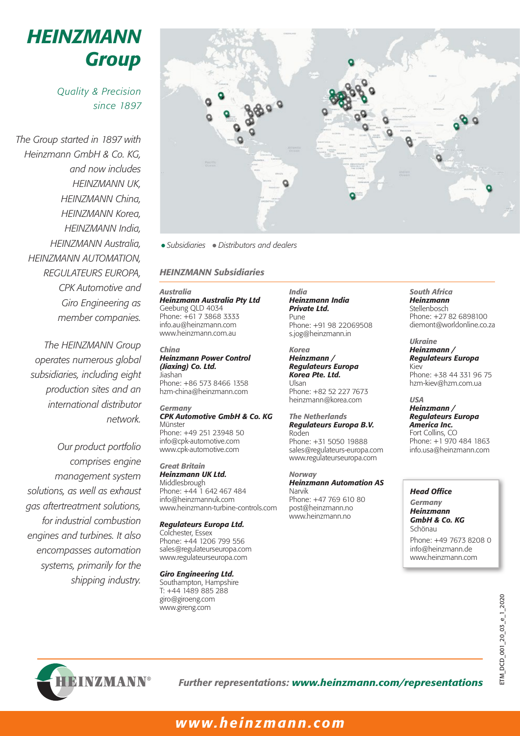# HEINZMANN Group

*Quality & Precision since 1897*

*The Group started in 1897 with Heinzmann GmbH & Co. KG, and now includes HEINZMANN UK, HEINZMANN China, HEINZMANN Korea, HEINZMANN India, HEINZMANN Australia, HEINZMANN AUTOMATION, REGULATEURS EUROPA, CPK Automotive and Giro Engineering as member companies.*

*The HEINZMANN Group operates numerous global subsidiaries, including eight production sites and an international distributor network.*

*Our product portfolio comprises engine management system solutions, as well as exhaust gas aftertreatment solutions, for industrial combustion engines and turbines. It also encompasses automation systems, primarily for the shipping industry.*

● *Subsidiaries* ● *Distributors and dealers*

## *HEINZMANN Subsidiaries*

***Australia***
***Heinzmann Australia Pty Ltd***
Geebung QLD 4034
Phone: +61 7 3868 3333
info.au@heinzmann.com
www.heinzmann.com.au

***China***
***Heinzmann Power Control (Jiaxing) Co. Ltd.***
Jiashan
Phone: +86 573 8466 1358
hzm-china@heinzmann.com

***Germany***
***CPK Automotive GmbH & Co. KG***
Münster
Phone: +49 251 23948 50
info@cpk-automotive.com
www.cpk-automotive.com

***Great Britain***
***Heinzmann UK Ltd.***
Middlesbrough
Phone: +44 1 642 467 484
info@heinzmannuk.com
www.heinzmann-turbine-controls.com

***Regulateurs Europa Ltd.***
Colchester, Essex
Phone: +44 1206 799 556
sales@regulateurseuropa.com
www.regulateurseuropa.com

***Giro Engineering Ltd.***
Southampton, Hampshire
T: +44 1489 885 288
giro@giroeng.com
www.gireng.com

***India***
***Heinzmann India Private Ltd.***
Pune
Phone: +91 98 22069508
s.jog@heinzmann.in

***Korea***
***Heinzmann / Regulateurs Europa Korea Pte. Ltd.***
Ulsan
Phone: +82 52 227 7673
heinzmann@korea.com

***The Netherlands***
***Regulateurs Europa B.V.***
Roden
Phone: +31 5050 19888
sales@regulateurs-europa.com
www.regulateurseuropa.com

***Norway***
***Heinzmann Automation AS***
Narvik
Phone: +47 769 610 80
post@heinzmann.no
www.heinzmann.no

***South Africa***
***Heinzmann***
Stellenbosch
Phone: +27 82 6898100
diemont@worldonline.co.za

***Ukraine***
***Heinzmann / Regulateurs Europa***
Kiev
Phone: +38 44 331 96 75
hzm-kiev@hzm.com.ua

***USA***
***Heinzmann / Regulateurs Europa America Inc.***
Fort Collins, CO
Phone: +1 970 484 1863
info.usa@heinzmann.com

***Head Office***
***Germany***
***Heinzmann GmbH & Co. KG***
Schönau
Phone: +49 7673 8208 0
info@heinzmann.de
www.heinzmann.com

ETM_DCD_001_20_03_e_1_2020

***Further representations: www.heinzmann.com/representations***

***www.heinzmann.com***